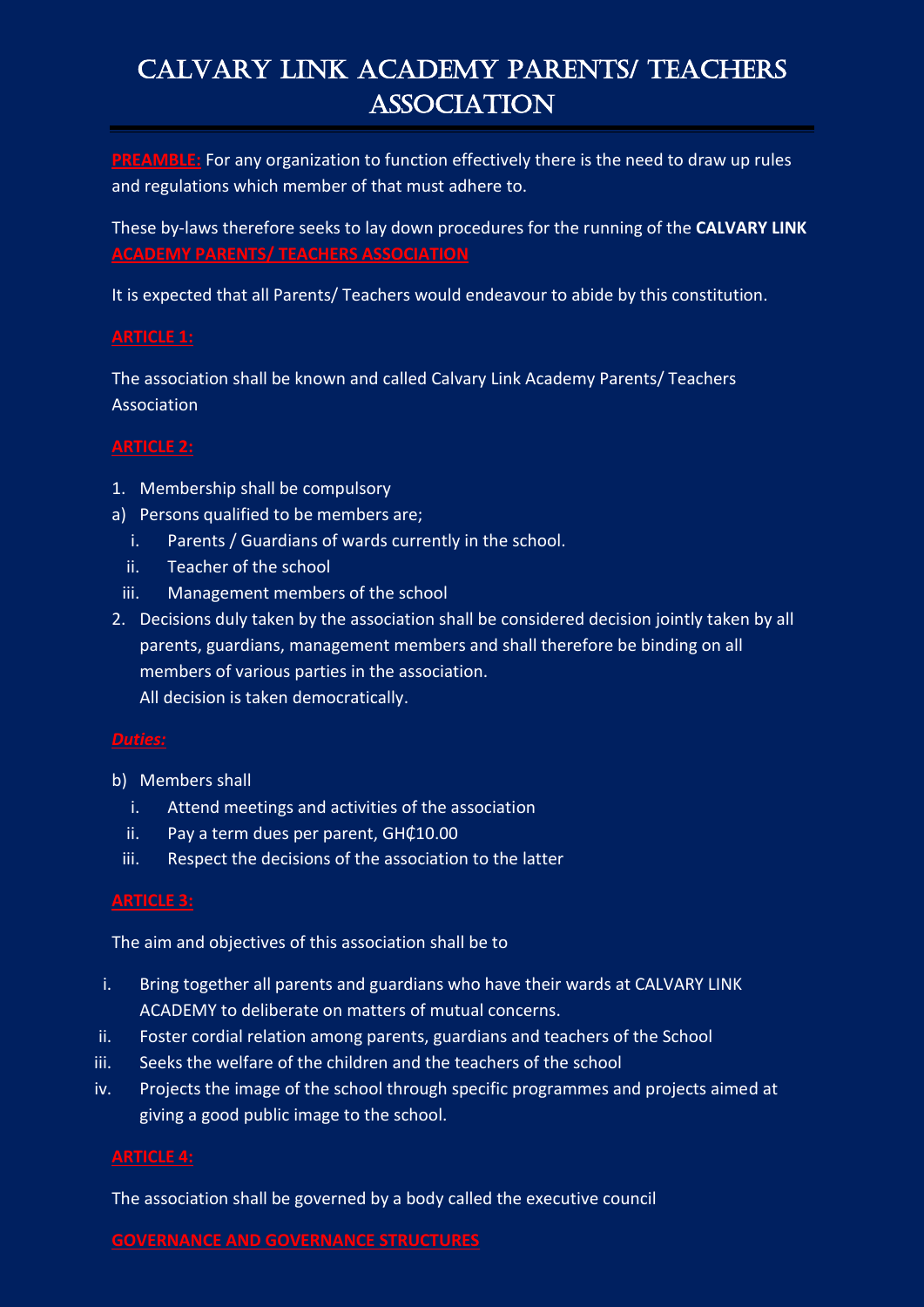# CALVARY LINK ACADEMY PARENTS/ TEACHERS ASSOCIATION

**PREAMBLE:** For any organization to function effectively there is the need to draw up rules and regulations which member of that must adhere to.

These by-laws therefore seeks to lay down procedures for the running of the **CALVARY LINK ACADEMY PARENTS/ TEACHERS ASSOCIATION**

It is expected that all Parents/ Teachers would endeavour to abide by this constitution.

## ARTICLE 1:

The association shall be known and called Calvary Link Academy Parents/ Teachers Association

## ARTICLE 2:

1. Membership shall be compulsory

a) Persons qualified to be members are;

   i. Parents / Guardians of wards currently in the school.
   ii. Teacher of the school
   iii. Management members of the school

2. Decisions duly taken by the association shall be considered decision jointly taken by all parents, guardians, management members and shall therefore be binding on all members of various parties in the association.
   All decision is taken democratically.

### *Duties:*

b) Members shall

   i. Attend meetings and activities of the association
   ii. Pay a term dues per parent, GH₵10.00
   iii. Respect the decisions of the association to the latter

## ARTICLE 3:

The aim and objectives of this association shall be to

i. Bring together all parents and guardians who have their wards at CALVARY LINK ACADEMY to deliberate on matters of mutual concerns.
ii. Foster cordial relation among parents, guardians and teachers of the School
iii. Seeks the welfare of the children and the teachers of the school
iv. Projects the image of the school through specific programmes and projects aimed at giving a good public image to the school.

## ARTICLE 4:

The association shall be governed by a body called the executive council

## GOVERNANCE AND GOVERNANCE STRUCTURES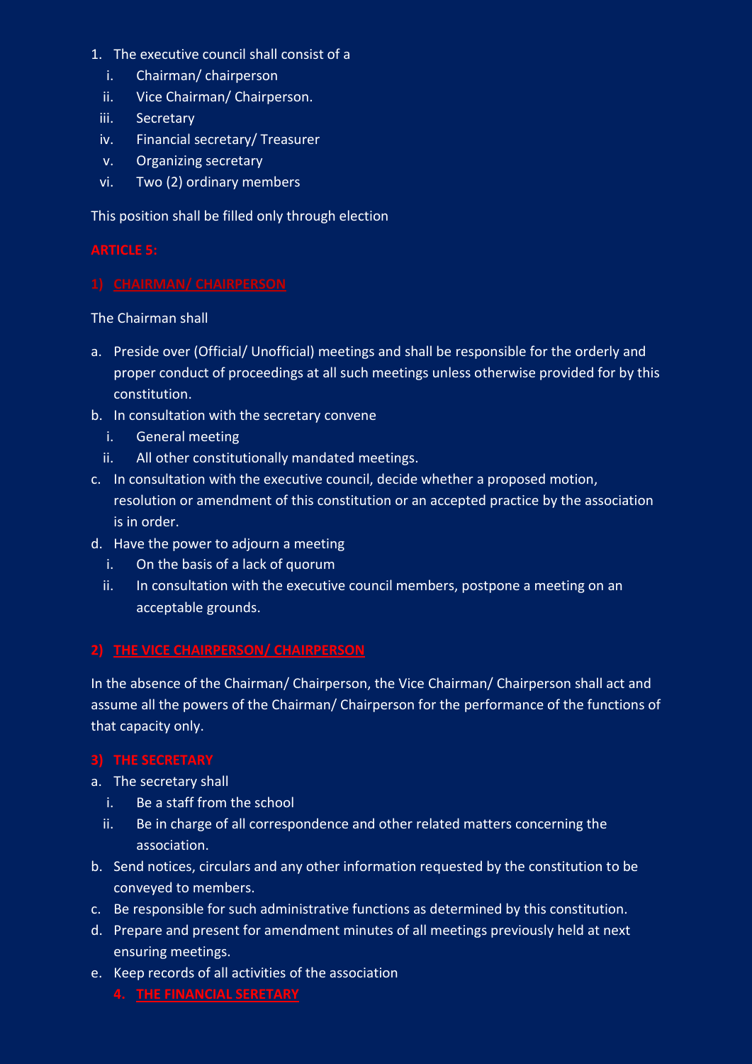1. The executive council shall consist of a
   i. Chairman/ chairperson
   ii. Vice Chairman/ Chairperson.
   iii. Secretary
   iv. Financial secretary/ Treasurer
   v. Organizing secretary
   vi. Two (2) ordinary members

This position shall be filled only through election

## ARTICLE 5:

### 1) CHAIRMAN/ CHAIRPERSON

The Chairman shall

a. Preside over (Official/ Unofficial) meetings and shall be responsible for the orderly and proper conduct of proceedings at all such meetings unless otherwise provided for by this constitution.
b. In consultation with the secretary convene
   i. General meeting
   ii. All other constitutionally mandated meetings.
c. In consultation with the executive council, decide whether a proposed motion, resolution or amendment of this constitution or an accepted practice by the association is in order.
d. Have the power to adjourn a meeting
   i. On the basis of a lack of quorum
   ii. In consultation with the executive council members, postpone a meeting on an acceptable grounds.

### 2) THE VICE CHAIRPERSON/ CHAIRPERSON

In the absence of the Chairman/ Chairperson, the Vice Chairman/ Chairperson shall act and assume all the powers of the Chairman/ Chairperson for the performance of the functions of that capacity only.

### 3) THE SECRETARY

a. The secretary shall
   i. Be a staff from the school
   ii. Be in charge of all correspondence and other related matters concerning the association.
b. Send notices, circulars and any other information requested by the constitution to be conveyed to members.
c. Be responsible for such administrative functions as determined by this constitution.
d. Prepare and present for amendment minutes of all meetings previously held at next ensuring meetings.
e. Keep records of all activities of the association

### 4. THE FINANCIAL SERETARY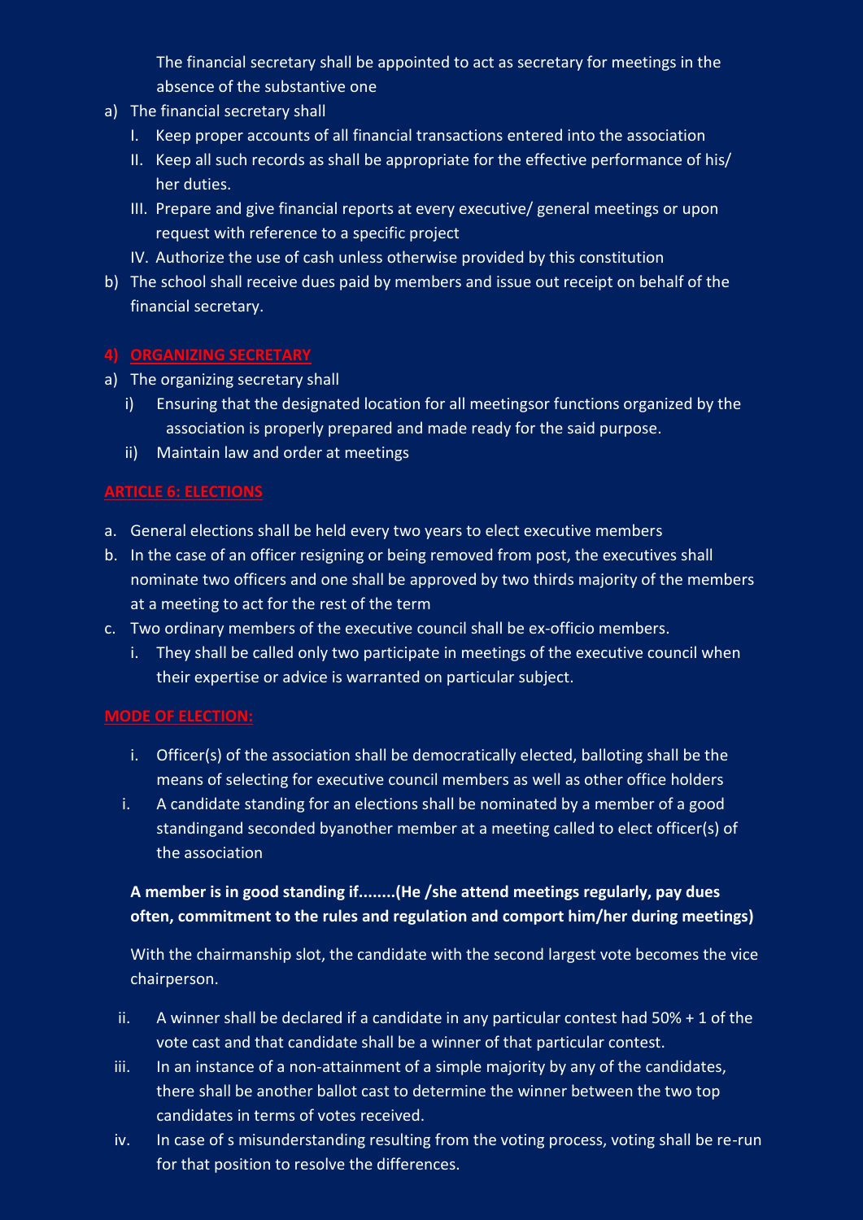The financial secretary shall be appointed to act as secretary for meetings in the absence of the substantive one

a) The financial secretary shall
   I. Keep proper accounts of all financial transactions entered into the association
   II. Keep all such records as shall be appropriate for the effective performance of his/ her duties.
   III. Prepare and give financial reports at every executive/ general meetings or upon request with reference to a specific project
   IV. Authorize the use of cash unless otherwise provided by this constitution
b) The school shall receive dues paid by members and issue out receipt on behalf of the financial secretary.

## 4) ORGANIZING SECRETARY

a) The organizing secretary shall
   i) Ensuring that the designated location for all meetingsor functions organized by the association is properly prepared and made ready for the said purpose.
   ii) Maintain law and order at meetings

## ARTICLE 6: ELECTIONS

a. General elections shall be held every two years to elect executive members
b. In the case of an officer resigning or being removed from post, the executives shall nominate two officers and one shall be approved by two thirds majority of the members at a meeting to act for the rest of the term
c. Two ordinary members of the executive council shall be ex-officio members.
   i. They shall be called only two participate in meetings of the executive council when their expertise or advice is warranted on particular subject.

## MODE OF ELECTION:

i. Officer(s) of the association shall be democratically elected, balloting shall be the means of selecting for executive council members as well as other office holders
i. A candidate standing for an elections shall be nominated by a member of a good standingand seconded byanother member at a meeting called to elect officer(s) of the association

**A member is in good standing if........(He /she attend meetings regularly, pay dues often, commitment to the rules and regulation and comport him/her during meetings)**

With the chairmanship slot, the candidate with the second largest vote becomes the vice chairperson.

ii. A winner shall be declared if a candidate in any particular contest had 50% + 1 of the vote cast and that candidate shall be a winner of that particular contest.
iii. In an instance of a non-attainment of a simple majority by any of the candidates, there shall be another ballot cast to determine the winner between the two top candidates in terms of votes received.
iv. In case of s misunderstanding resulting from the voting process, voting shall be re-run for that position to resolve the differences.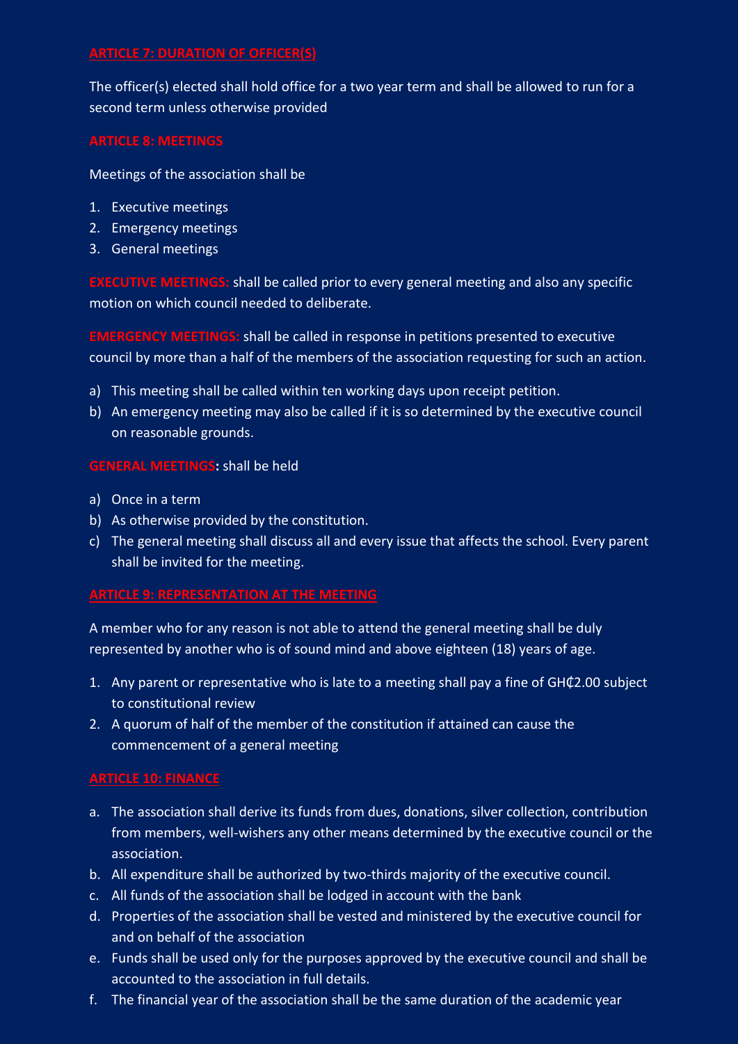## ARTICLE 7: DURATION OF OFFICER(S)

The officer(s) elected shall hold office for a two year term and shall be allowed to run for a second term unless otherwise provided

## ARTICLE 8: MEETINGS

Meetings of the association shall be

1. Executive meetings
2. Emergency meetings
3. General meetings

**EXECUTIVE MEETINGS:** shall be called prior to every general meeting and also any specific motion on which council needed to deliberate.

**EMERGENCY MEETINGS:** shall be called in response in petitions presented to executive council by more than a half of the members of the association requesting for such an action.

a) This meeting shall be called within ten working days upon receipt petition.
b) An emergency meeting may also be called if it is so determined by the executive council on reasonable grounds.

**GENERAL MEETINGS:** shall be held

a) Once in a term
b) As otherwise provided by the constitution.
c) The general meeting shall discuss all and every issue that affects the school. Every parent shall be invited for the meeting.

## ARTICLE 9: REPRESENTATION AT THE MEETING

A member who for any reason is not able to attend the general meeting shall be duly represented by another who is of sound mind and above eighteen (18) years of age.

1. Any parent or representative who is late to a meeting shall pay a fine of GH₵2.00 subject to constitutional review
2. A quorum of half of the member of the constitution if attained can cause the commencement of a general meeting

## ARTICLE 10: FINANCE

a. The association shall derive its funds from dues, donations, silver collection, contribution from members, well-wishers any other means determined by the executive council or the association.
b. All expenditure shall be authorized by two-thirds majority of the executive council.
c. All funds of the association shall be lodged in account with the bank
d. Properties of the association shall be vested and ministered by the executive council for and on behalf of the association
e. Funds shall be used only for the purposes approved by the executive council and shall be accounted to the association in full details.
f. The financial year of the association shall be the same duration of the academic year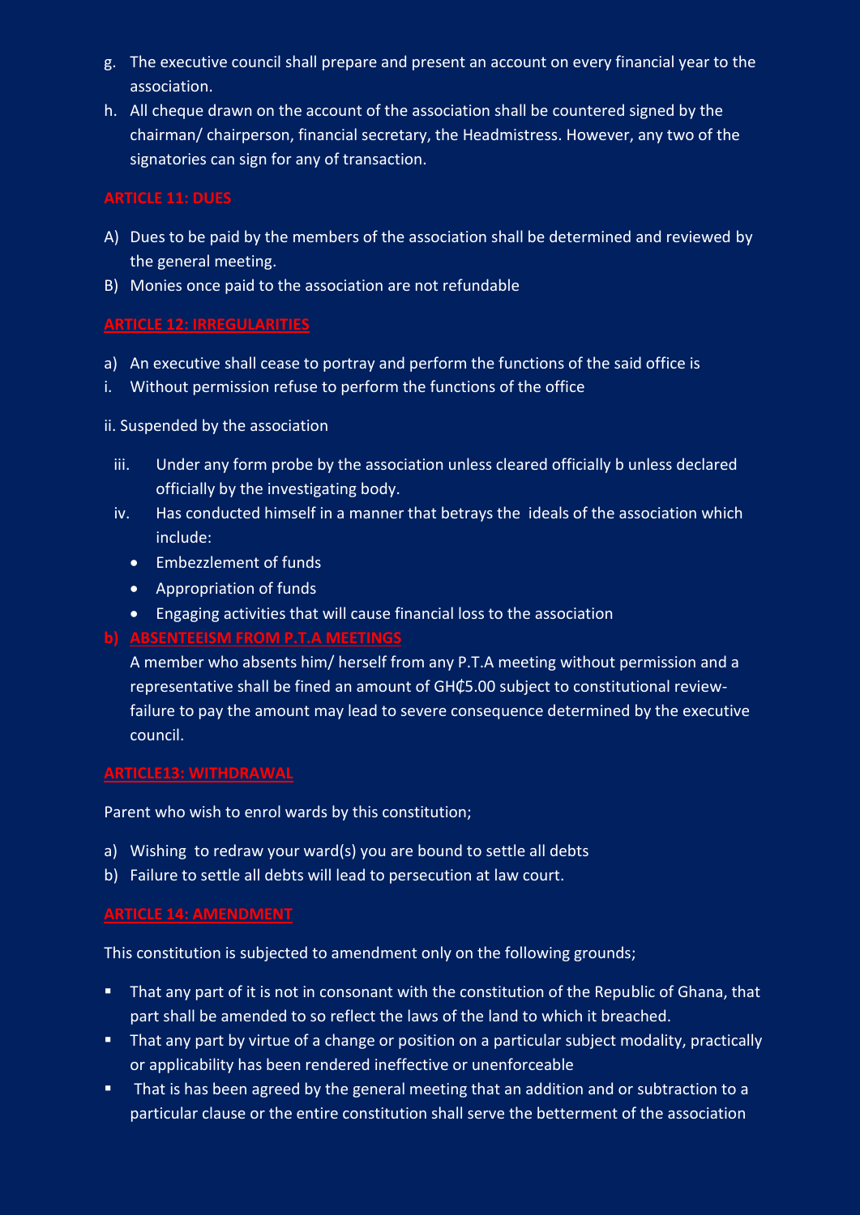g. The executive council shall prepare and present an account on every financial year to the association.

h. All cheque drawn on the account of the association shall be countered signed by the chairman/ chairperson, financial secretary, the Headmistress. However, any two of the signatories can sign for any of transaction.

## ARTICLE 11: DUES

A) Dues to be paid by the members of the association shall be determined and reviewed by the general meeting.

B) Monies once paid to the association are not refundable

## ARTICLE 12: IRREGULARITIES

a) An executive shall cease to portray and perform the functions of the said office is

i. Without permission refuse to perform the functions of the office

ii. Suspended by the association

iii. Under any form probe by the association unless cleared officially b unless declared officially by the investigating body.

iv. Has conducted himself in a manner that betrays the ideals of the association which include:

- Embezzlement of funds
- Appropriation of funds
- Engaging activities that will cause financial loss to the association

**b) ABSENTEEISM FROM P.T.A MEETINGS**

A member who absents him/ herself from any P.T.A meeting without permission and a representative shall be fined an amount of GH₵5.00 subject to constitutional review- failure to pay the amount may lead to severe consequence determined by the executive council.

## ARTICLE13: WITHDRAWAL

Parent who wish to enrol wards by this constitution;

a) Wishing to redraw your ward(s) you are bound to settle all debts

b) Failure to settle all debts will lead to persecution at law court.

## ARTICLE 14: AMENDMENT

This constitution is subjected to amendment only on the following grounds;

- That any part of it is not in consonant with the constitution of the Republic of Ghana, that part shall be amended to so reflect the laws of the land to which it breached.
- That any part by virtue of a change or position on a particular subject modality, practically or applicability has been rendered ineffective or unenforceable
- That is has been agreed by the general meeting that an addition and or subtraction to a particular clause or the entire constitution shall serve the betterment of the association